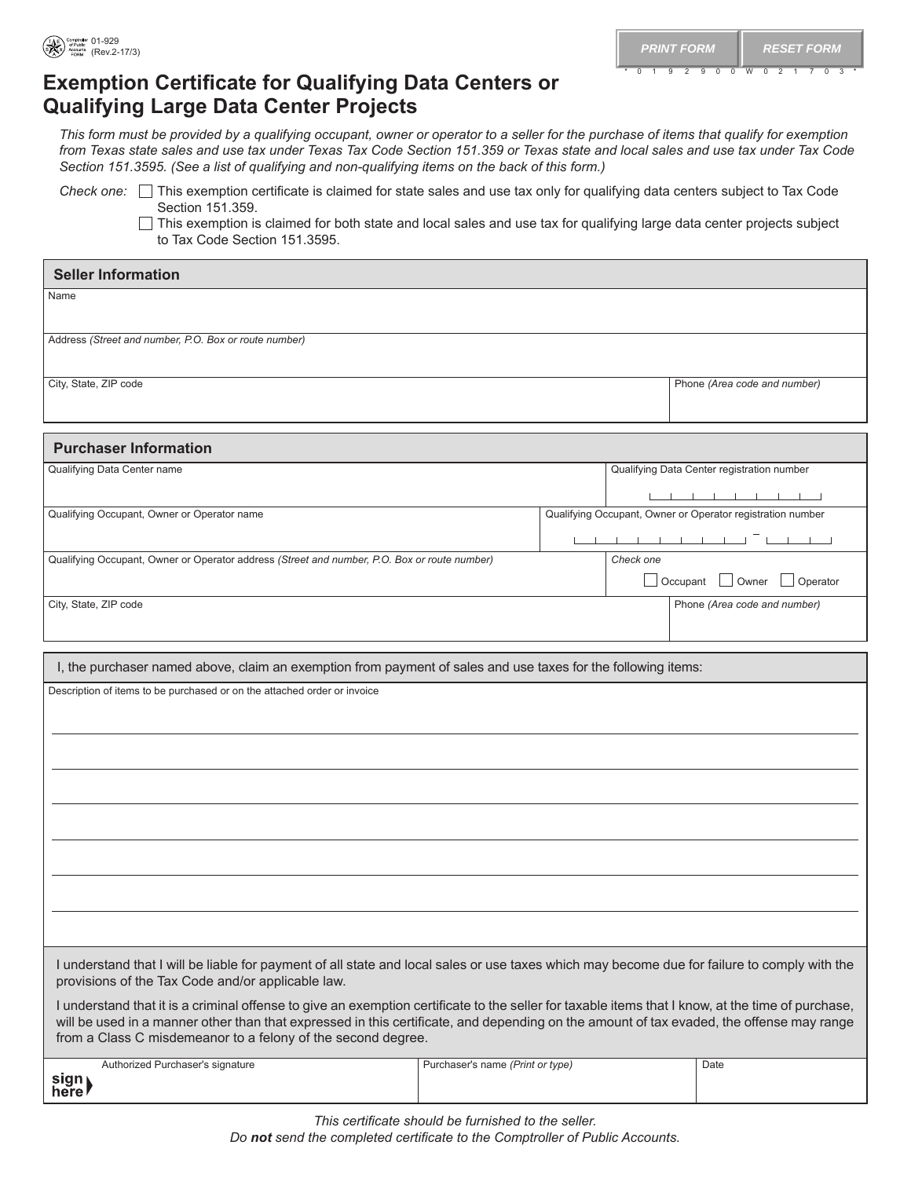01-929
(Rev.2-17/3)

# Exemption Certificate for Qualifying Data Centers or Qualifying Large Data Center Projects

*This form must be provided by a qualifying occupant, owner or operator to a seller for the purchase of items that qualify for exemption from Texas state sales and use tax under Texas Tax Code Section 151.359 or Texas state and local sales and use tax under Tax Code Section 151.3595. (See a list of qualifying and non-qualifying items on the back of this form.)*

*Check one:*
- ☐ This exemption certificate is claimed for state sales and use tax only for qualifying data centers subject to Tax Code Section 151.359.
- ☐ This exemption is claimed for both state and local sales and use tax for qualifying large data center projects subject to Tax Code Section 151.3595.

## Seller Information

| Name | |
|---|---|
| | |
| Address *(Street and number, P.O. Box or route number)* | |
| | |
| City, State, ZIP code | Phone *(Area code and number)* |
| | |

## Purchaser Information

| Qualifying Data Center name | Qualifying Data Center registration number |
|---|---|
| | |
| Qualifying Occupant, Owner or Operator name | Qualifying Occupant, Owner or Operator registration number |
| | – |
| Qualifying Occupant, Owner or Operator address *(Street and number, P.O. Box or route number)* | *Check one* ☐ Occupant ☐ Owner ☐ Operator |
| | |
| City, State, ZIP code | Phone *(Area code and number)* |
| | |

I, the purchaser named above, claim an exemption from payment of sales and use taxes for the following items:

Description of items to be purchased or on the attached order or invoice

I understand that I will be liable for payment of all state and local sales or use taxes which may become due for failure to comply with the provisions of the Tax Code and/or applicable law.

I understand that it is a criminal offense to give an exemption certificate to the seller for taxable items that I know, at the time of purchase, will be used in a manner other than that expressed in this certificate, and depending on the amount of tax evaded, the offense may range from a Class C misdemeanor to a felony of the second degree.

| sign here | Authorized Purchaser's signature | Purchaser's name *(Print or type)* | Date |
|---|---|---|---|
| | | | |

*This certificate should be furnished to the seller.*
*Do **not** send the completed certificate to the Comptroller of Public Accounts.*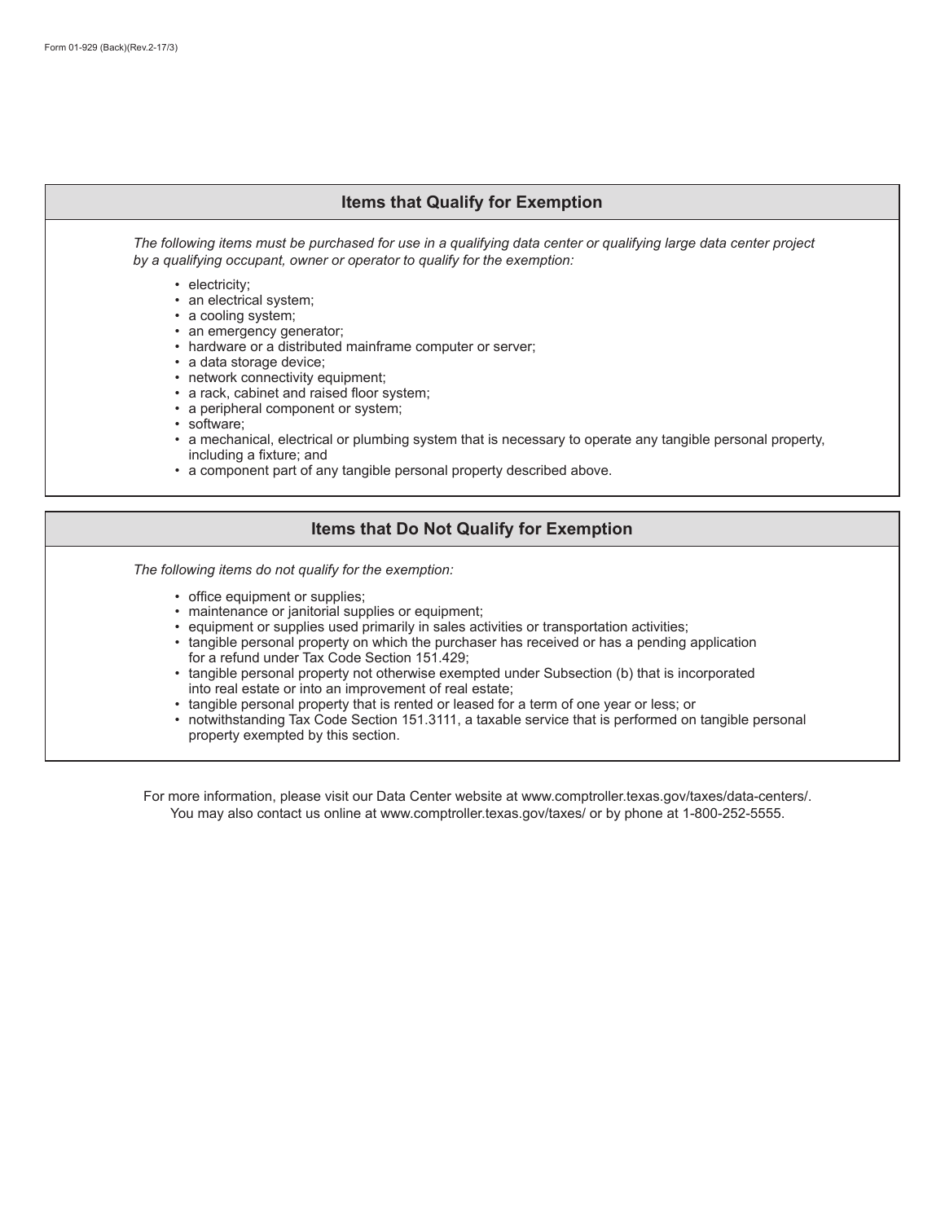## Items that Qualify for Exemption

*The following items must be purchased for use in a qualifying data center or qualifying large data center project by a qualifying occupant, owner or operator to qualify for the exemption:*

- electricity;
- an electrical system;
- a cooling system;
- an emergency generator;
- hardware or a distributed mainframe computer or server;
- a data storage device;
- network connectivity equipment;
- a rack, cabinet and raised floor system;
- a peripheral component or system;
- software;
- a mechanical, electrical or plumbing system that is necessary to operate any tangible personal property, including a fixture; and
- a component part of any tangible personal property described above.

## Items that Do Not Qualify for Exemption

*The following items do not qualify for the exemption:*

- office equipment or supplies;
- maintenance or janitorial supplies or equipment;
- equipment or supplies used primarily in sales activities or transportation activities;
- tangible personal property on which the purchaser has received or has a pending application for a refund under Tax Code Section 151.429;
- tangible personal property not otherwise exempted under Subsection (b) that is incorporated into real estate or into an improvement of real estate;
- tangible personal property that is rented or leased for a term of one year or less; or
- notwithstanding Tax Code Section 151.3111, a taxable service that is performed on tangible personal property exempted by this section.

For more information, please visit our Data Center website at www.comptroller.texas.gov/taxes/data-centers/.
You may also contact us online at www.comptroller.texas.gov/taxes/ or by phone at 1-800-252-5555.